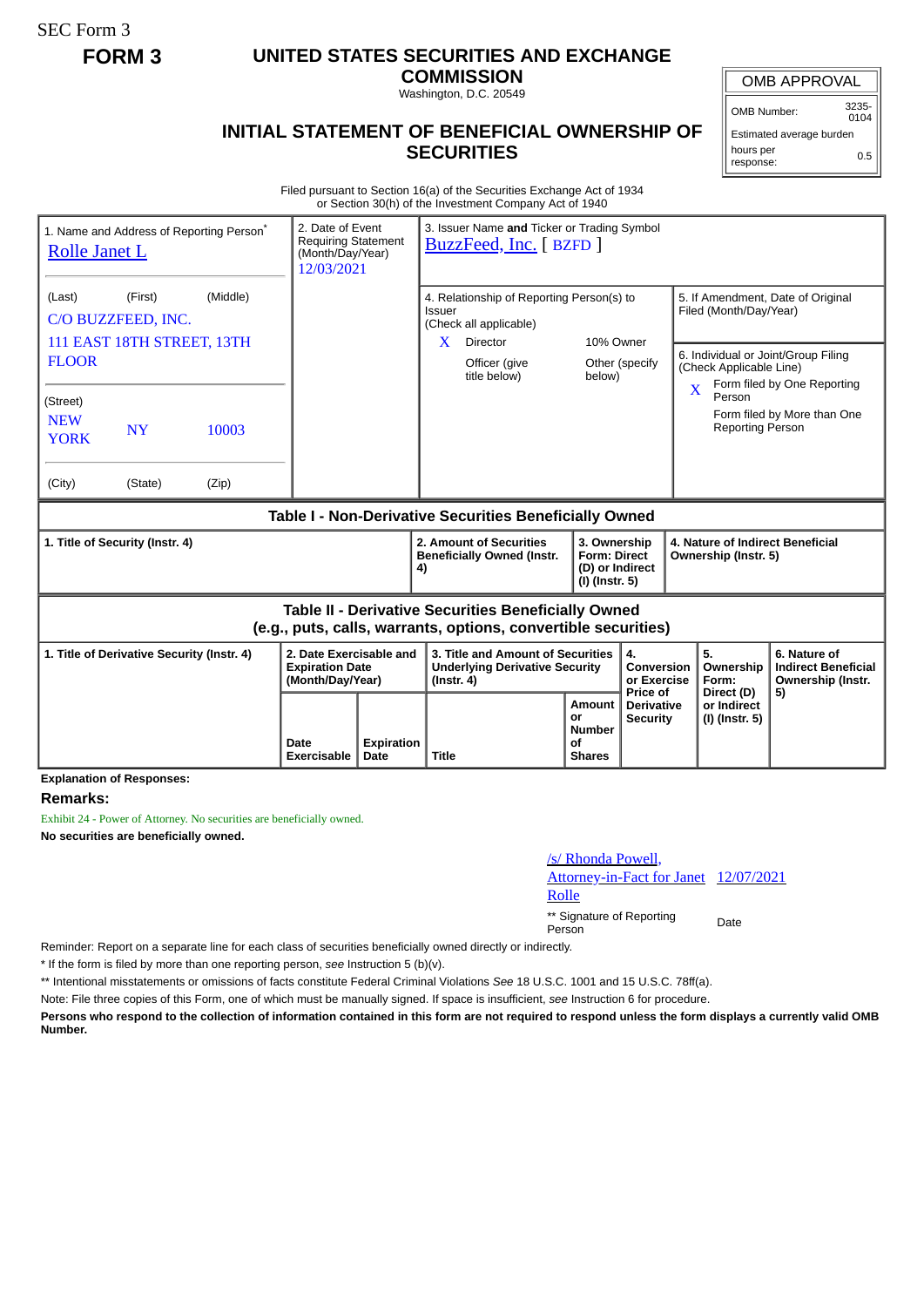SEC Form 3

**FORM 3**

# UNITED STATES SECURITIES AND EXCHANGE COMMISSION

Washington, D.C. 20549

## INITIAL STATEMENT OF BENEFICIAL OWNERSHIP OF SECURITIES

| OMB APPROVAL | |
|---|---|
| OMB Number: | 3235-0104 |
| Estimated average burden | |
| hours per response: | 0.5 |

Filed pursuant to Section 16(a) of the Securities Exchange Act of 1934
or Section 30(h) of the Investment Company Act of 1940

1. Name and Address of Reporting Person*
Rolle Janet L

(Last) (First) (Middle)
C/O BUZZFEED, INC.
111 EAST 18TH STREET, 13TH FLOOR

(Street)
NEW YORK NY 10003

(City) (State) (Zip)

2. Date of Event Requiring Statement (Month/Day/Year)
12/03/2021

3. Issuer Name **and** Ticker or Trading Symbol
BuzzFeed, Inc. [ BZFD ]

4. Relationship of Reporting Person(s) to Issuer (Check all applicable)
X Director
10% Owner
Officer (give title below)
Other (specify below)

5. If Amendment, Date of Original Filed (Month/Day/Year)

6. Individual or Joint/Group Filing (Check Applicable Line)
X Form filed by One Reporting Person
Form filed by More than One Reporting Person

### Table I - Non-Derivative Securities Beneficially Owned

| 1. Title of Security (Instr. 4) | 2. Amount of Securities Beneficially Owned (Instr. 4) | 3. Ownership Form: Direct (D) or Indirect (I) (Instr. 5) | 4. Nature of Indirect Beneficial Ownership (Instr. 5) |
|---|---|---|---|

### Table II - Derivative Securities Beneficially Owned (e.g., puts, calls, warrants, options, convertible securities)

| 1. Title of Derivative Security (Instr. 4) | 2. Date Exercisable and Expiration Date (Month/Day/Year) | | 3. Title and Amount of Securities Underlying Derivative Security (Instr. 4) | | 4. Conversion or Exercise Price of Derivative Security | 5. Ownership Form: Direct (D) or Indirect (I) (Instr. 5) | 6. Nature of Indirect Beneficial Ownership (Instr. 5) |
|---|---|---|---|---|---|---|---|
| | Date Exercisable | Expiration Date | Title | Amount or Number of Shares | | | |

**Explanation of Responses:**

**Remarks:**

Exhibit 24 - Power of Attorney. No securities are beneficially owned.

**No securities are beneficially owned.**

/s/ Rhonda Powell, Attorney-in-Fact for Janet Rolle — 12/07/2021

** Signature of Reporting Person — Date

Reminder: Report on a separate line for each class of securities beneficially owned directly or indirectly.

* If the form is filed by more than one reporting person, *see* Instruction 5 (b)(v).

** Intentional misstatements or omissions of facts constitute Federal Criminal Violations *See* 18 U.S.C. 1001 and 15 U.S.C. 78ff(a).

Note: File three copies of this Form, one of which must be manually signed. If space is insufficient, *see* Instruction 6 for procedure.

**Persons who respond to the collection of information contained in this form are not required to respond unless the form displays a currently valid OMB Number.**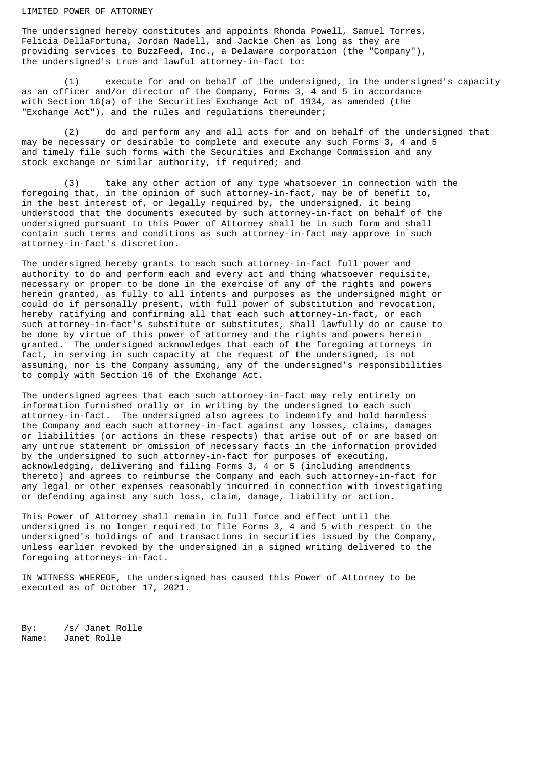LIMITED POWER OF ATTORNEY

The undersigned hereby constitutes and appoints Rhonda Powell, Samuel Torres, Felicia DellaFortuna, Jordan Nadell, and Jackie Chen as long as they are providing services to BuzzFeed, Inc., a Delaware corporation (the "Company"), the undersigned's true and lawful attorney-in-fact to:

(1) execute for and on behalf of the undersigned, in the undersigned's capacity as an officer and/or director of the Company, Forms 3, 4 and 5 in accordance with Section 16(a) of the Securities Exchange Act of 1934, as amended (the "Exchange Act"), and the rules and regulations thereunder;

(2) do and perform any and all acts for and on behalf of the undersigned that may be necessary or desirable to complete and execute any such Forms 3, 4 and 5 and timely file such forms with the Securities and Exchange Commission and any stock exchange or similar authority, if required; and

(3) take any other action of any type whatsoever in connection with the foregoing that, in the opinion of such attorney-in-fact, may be of benefit to, in the best interest of, or legally required by, the undersigned, it being understood that the documents executed by such attorney-in-fact on behalf of the undersigned pursuant to this Power of Attorney shall be in such form and shall contain such terms and conditions as such attorney-in-fact may approve in such attorney-in-fact's discretion.

The undersigned hereby grants to each such attorney-in-fact full power and authority to do and perform each and every act and thing whatsoever requisite, necessary or proper to be done in the exercise of any of the rights and powers herein granted, as fully to all intents and purposes as the undersigned might or could do if personally present, with full power of substitution and revocation, hereby ratifying and confirming all that each such attorney-in-fact, or each such attorney-in-fact's substitute or substitutes, shall lawfully do or cause to be done by virtue of this power of attorney and the rights and powers herein granted. The undersigned acknowledges that each of the foregoing attorneys in fact, in serving in such capacity at the request of the undersigned, is not assuming, nor is the Company assuming, any of the undersigned's responsibilities to comply with Section 16 of the Exchange Act.

The undersigned agrees that each such attorney-in-fact may rely entirely on information furnished orally or in writing by the undersigned to each such attorney-in-fact. The undersigned also agrees to indemnify and hold harmless the Company and each such attorney-in-fact against any losses, claims, damages or liabilities (or actions in these respects) that arise out of or are based on any untrue statement or omission of necessary facts in the information provided by the undersigned to such attorney-in-fact for purposes of executing, acknowledging, delivering and filing Forms 3, 4 or 5 (including amendments thereto) and agrees to reimburse the Company and each such attorney-in-fact for any legal or other expenses reasonably incurred in connection with investigating or defending against any such loss, claim, damage, liability or action.

This Power of Attorney shall remain in full force and effect until the undersigned is no longer required to file Forms 3, 4 and 5 with respect to the undersigned's holdings of and transactions in securities issued by the Company, unless earlier revoked by the undersigned in a signed writing delivered to the foregoing attorneys-in-fact.

IN WITNESS WHEREOF, the undersigned has caused this Power of Attorney to be executed as of October 17, 2021.

By: /s/ Janet Rolle
Name: Janet Rolle